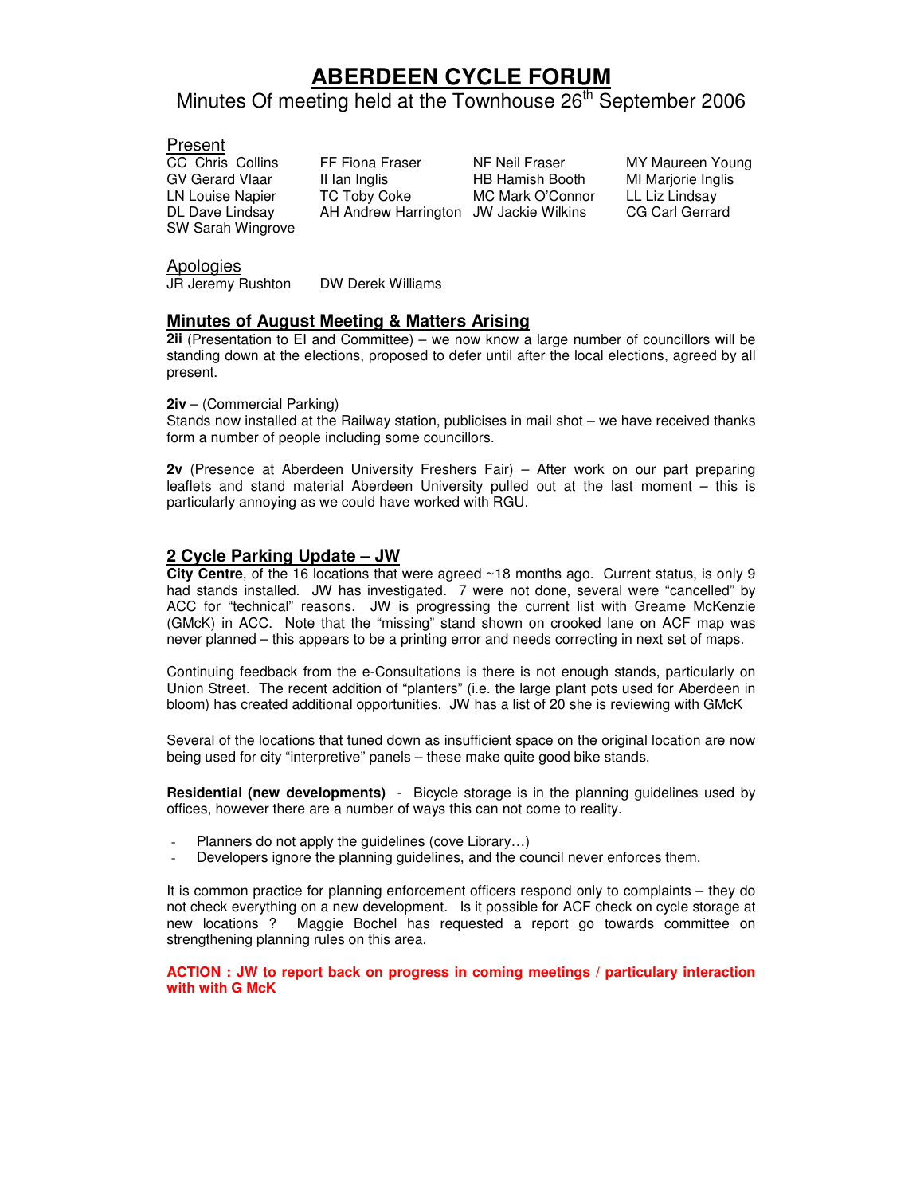# ABERDEEN CYCLE FORUM

Minutes Of meeting held at the Townhouse 26th September 2006

## Present

| | | | |
|---|---|---|---|
| CC Chris Collins | FF Fiona Fraser | NF Neil Fraser | MY Maureen Young |
| GV Gerard Vlaar | II Ian Inglis | HB Hamish Booth | MI Marjorie Inglis |
| LN Louise Napier | TC Toby Coke | MC Mark O'Connor | LL Liz Lindsay |
| DL Dave Lindsay | AH Andrew Harrington | JW Jackie Wilkins | CG Carl Gerrard |
| SW Sarah Wingrove | | | |

## Apologies

JR Jeremy Rushton    DW Derek Williams

## Minutes of August Meeting & Matters Arising

**2ii** (Presentation to EI and Committee) – we now know a large number of councillors will be standing down at the elections, proposed to defer until after the local elections, agreed by all present.

**2iv** – (Commercial Parking)
Stands now installed at the Railway station, publicises in mail shot – we have received thanks form a number of people including some councillors.

**2v** (Presence at Aberdeen University Freshers Fair) – After work on our part preparing leaflets and stand material Aberdeen University pulled out at the last moment – this is particularly annoying as we could have worked with RGU.

## 2 Cycle Parking Update – JW

**City Centre**, of the 16 locations that were agreed ~18 months ago. Current status, is only 9 had stands installed. JW has investigated. 7 were not done, several were "cancelled" by ACC for "technical" reasons. JW is progressing the current list with Greame McKenzie (GMcK) in ACC. Note that the "missing" stand shown on crooked lane on ACF map was never planned – this appears to be a printing error and needs correcting in next set of maps.

Continuing feedback from the e-Consultations is there is not enough stands, particularly on Union Street. The recent addition of "planters" (i.e. the large plant pots used for Aberdeen in bloom) has created additional opportunities. JW has a list of 20 she is reviewing with GMcK

Several of the locations that tuned down as insufficient space on the original location are now being used for city "interpretive" panels – these make quite good bike stands.

**Residential (new developments)** - Bicycle storage is in the planning guidelines used by offices, however there are a number of ways this can not come to reality.

- Planners do not apply the guidelines (cove Library…)
- Developers ignore the planning guidelines, and the council never enforces them.

It is common practice for planning enforcement officers respond only to complaints – they do not check everything on a new development. Is it possible for ACF check on cycle storage at new locations ? Maggie Bochel has requested a report go towards committee on strengthening planning rules on this area.

**ACTION : JW to report back on progress in coming meetings / particulary interaction with with G McK**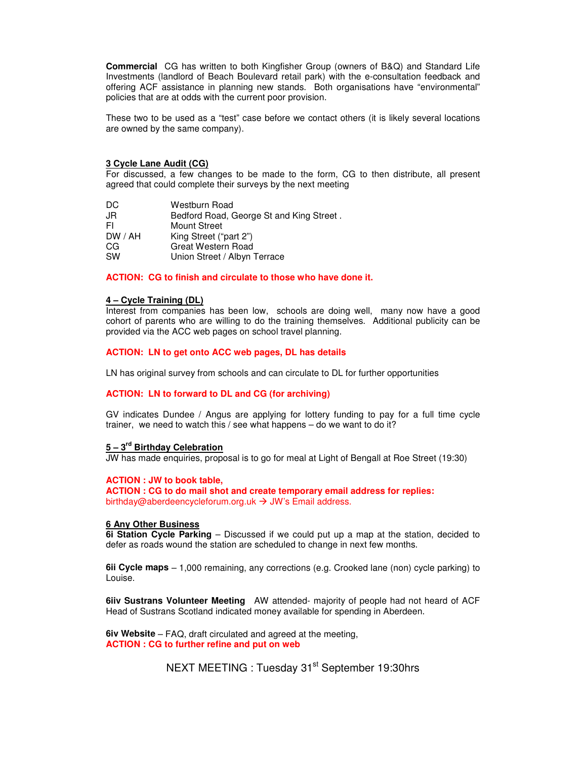**Commercial** CG has written to both Kingfisher Group (owners of B&Q) and Standard Life Investments (landlord of Beach Boulevard retail park) with the e-consultation feedback and offering ACF assistance in planning new stands. Both organisations have "environmental" policies that are at odds with the current poor provision.

These two to be used as a "test" case before we contact others (it is likely several locations are owned by the same company).

**3 Cycle Lane Audit (CG)**

For discussed, a few changes to be made to the form, CG to then distribute, all present agreed that could complete their surveys by the next meeting

| | |
|---|---|
| DC | Westburn Road |
| JR | Bedford Road, George St and King Street . |
| FI | Mount Street |
| DW / AH | King Street ("part 2") |
| CG | Great Western Road |
| SW | Union Street / Albyn Terrace |

**ACTION: CG to finish and circulate to those who have done it.**

**4 – Cycle Training (DL)**

Interest from companies has been low, schools are doing well, many now have a good cohort of parents who are willing to do the training themselves. Additional publicity can be provided via the ACC web pages on school travel planning.

**ACTION: LN to get onto ACC web pages, DL has details**

LN has original survey from schools and can circulate to DL for further opportunities

**ACTION: LN to forward to DL and CG (for archiving)**

GV indicates Dundee / Angus are applying for lottery funding to pay for a full time cycle trainer, we need to watch this / see what happens – do we want to do it?

**5 – 3rd Birthday Celebration**

JW has made enquiries, proposal is to go for meal at Light of Bengall at Roe Street (19:30)

**ACTION : JW to book table,**
**ACTION : CG to do mail shot and create temporary email address for replies:**
birthday@aberdeencycleforum.org.uk → JW's Email address.

**6 Any Other Business**

**6i Station Cycle Parking** – Discussed if we could put up a map at the station, decided to defer as roads wound the station are scheduled to change in next few months.

**6ii Cycle maps** – 1,000 remaining, any corrections (e.g. Crooked lane (non) cycle parking) to Louise.

**6iiv Sustrans Volunteer Meeting** AW attended- majority of people had not heard of ACF Head of Sustrans Scotland indicated money available for spending in Aberdeen.

**6iv Website** – FAQ, draft circulated and agreed at the meeting,
**ACTION : CG to further refine and put on web**

NEXT MEETING : Tuesday 31st September 19:30hrs